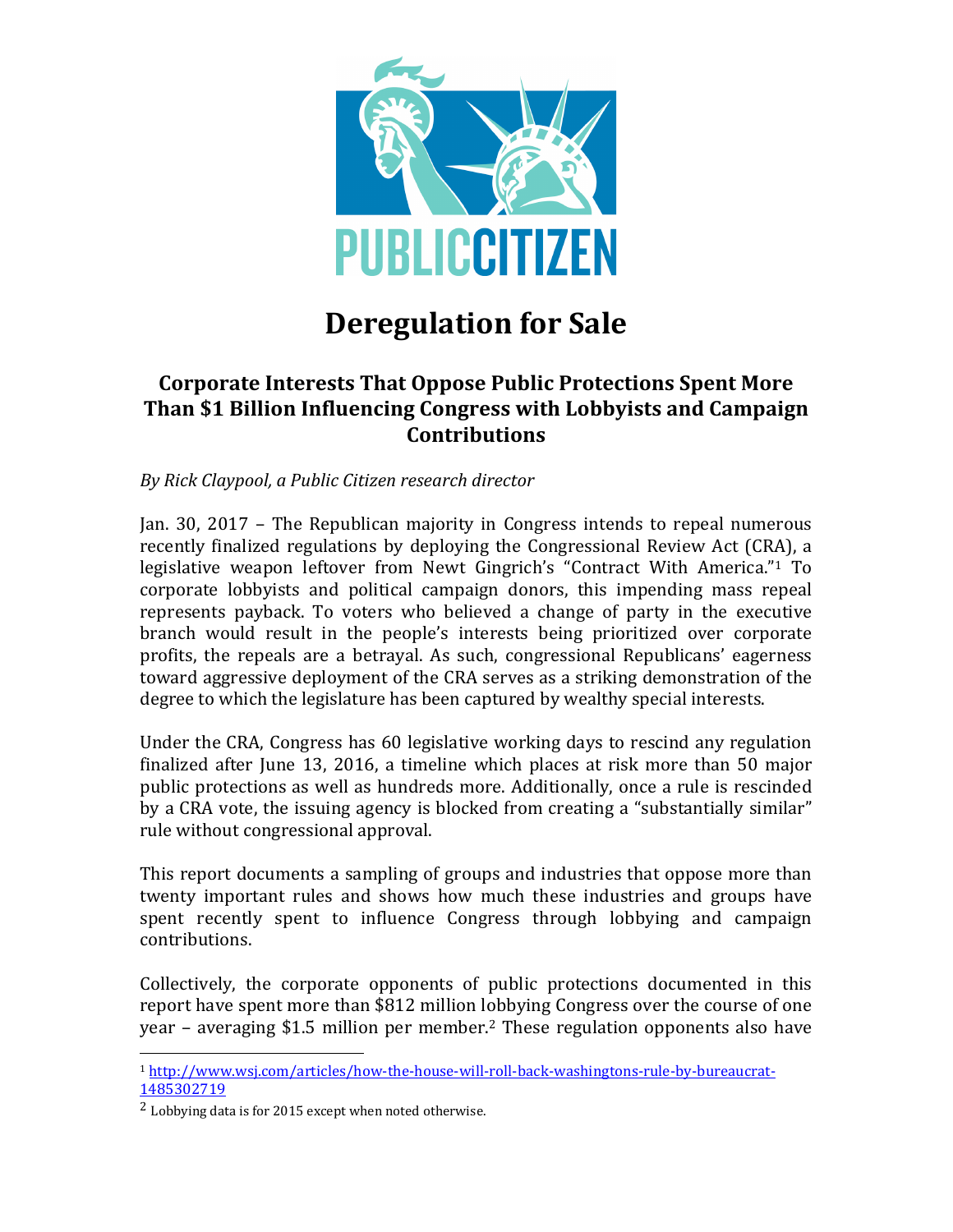PUBLIC CITIZEN

# Deregulation for Sale

## Corporate Interests That Oppose Public Protections Spent More Than $1 Billion Influencing Congress with Lobbyists and Campaign Contributions

*By Rick Claypool, a Public Citizen research director*

Jan. 30, 2017 – The Republican majority in Congress intends to repeal numerous recently finalized regulations by deploying the Congressional Review Act (CRA), a legislative weapon leftover from Newt Gingrich's "Contract With America."[1] To corporate lobbyists and political campaign donors, this impending mass repeal represents payback. To voters who believed a change of party in the executive branch would result in the people's interests being prioritized over corporate profits, the repeals are a betrayal. As such, congressional Republicans' eagerness toward aggressive deployment of the CRA serves as a striking demonstration of the degree to which the legislature has been captured by wealthy special interests.

Under the CRA, Congress has 60 legislative working days to rescind any regulation finalized after June 13, 2016, a timeline which places at risk more than 50 major public protections as well as hundreds more. Additionally, once a rule is rescinded by a CRA vote, the issuing agency is blocked from creating a "substantially similar" rule without congressional approval.

This report documents a sampling of groups and industries that oppose more than twenty important rules and shows how much these industries and groups have spent recently spent to influence Congress through lobbying and campaign contributions.

Collectively, the corporate opponents of public protections documented in this report have spent more than $812 million lobbying Congress over the course of one year – averaging $1.5 million per member.[2] These regulation opponents also have

[1] http://www.wsj.com/articles/how-the-house-will-roll-back-washingtons-rule-by-bureaucrat-1485302719

[2] Lobbying data is for 2015 except when noted otherwise.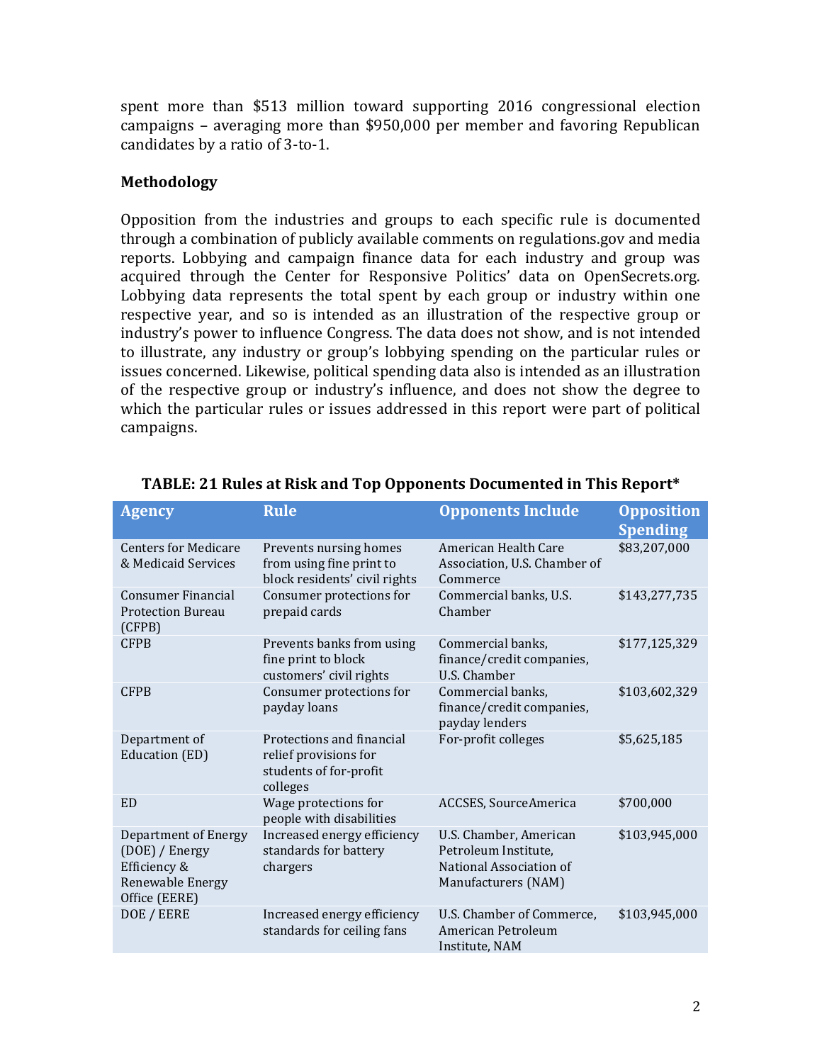spent more than $513 million toward supporting 2016 congressional election campaigns – averaging more than $950,000 per member and favoring Republican candidates by a ratio of 3-to-1.

**Methodology**

Opposition from the industries and groups to each specific rule is documented through a combination of publicly available comments on regulations.gov and media reports. Lobbying and campaign finance data for each industry and group was acquired through the Center for Responsive Politics' data on OpenSecrets.org. Lobbying data represents the total spent by each group or industry within one respective year, and so is intended as an illustration of the respective group or industry's power to influence Congress. The data does not show, and is not intended to illustrate, any industry or group's lobbying spending on the particular rules or issues concerned. Likewise, political spending data also is intended as an illustration of the respective group or industry's influence, and does not show the degree to which the particular rules or issues addressed in this report were part of political campaigns.

**TABLE: 21 Rules at Risk and Top Opponents Documented in This Report***

| Agency | Rule | Opponents Include | Opposition Spending |
| --- | --- | --- | --- |
| Centers for Medicare & Medicaid Services | Prevents nursing homes from using fine print to block residents' civil rights | American Health Care Association, U.S. Chamber of Commerce | $83,207,000 |
| Consumer Financial Protection Bureau (CFPB) | Consumer protections for prepaid cards | Commercial banks, U.S. Chamber | $143,277,735 |
| CFPB | Prevents banks from using fine print to block customers' civil rights | Commercial banks, finance/credit companies, U.S. Chamber | $177,125,329 |
| CFPB | Consumer protections for payday loans | Commercial banks, finance/credit companies, payday lenders | $103,602,329 |
| Department of Education (ED) | Protections and financial relief provisions for students of for-profit colleges | For-profit colleges | $5,625,185 |
| ED | Wage protections for people with disabilities | ACCSES, SourceAmerica | $700,000 |
| Department of Energy (DOE) / Energy Efficiency & Renewable Energy Office (EERE) | Increased energy efficiency standards for battery chargers | U.S. Chamber, American Petroleum Institute, National Association of Manufacturers (NAM) | $103,945,000 |
| DOE / EERE | Increased energy efficiency standards for ceiling fans | U.S. Chamber of Commerce, American Petroleum Institute, NAM | $103,945,000 |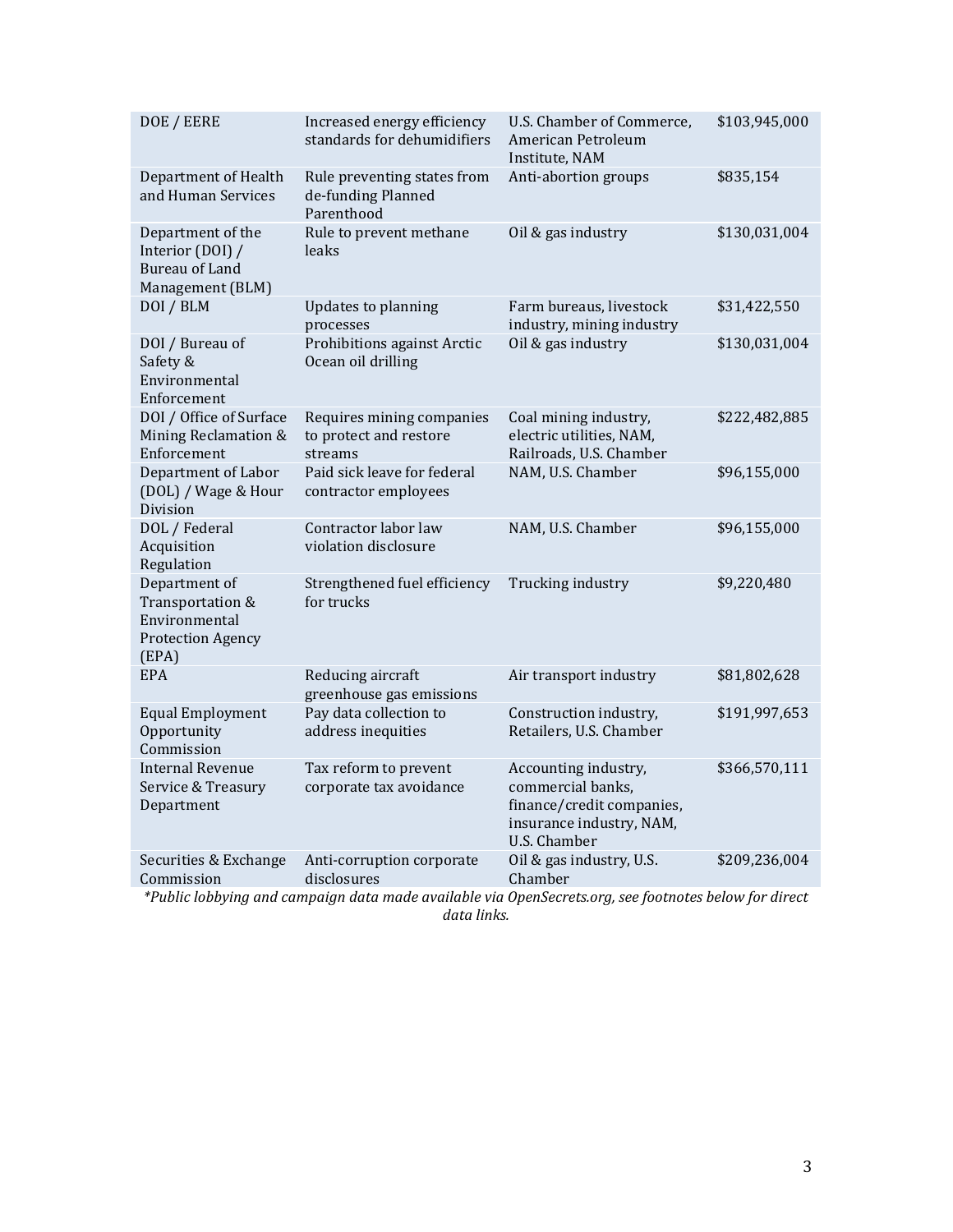| | | | |
|---|---|---|---|
| DOE / EERE | Increased energy efficiency standards for dehumidifiers | U.S. Chamber of Commerce, American Petroleum Institute, NAM | $103,945,000 |
| Department of Health and Human Services | Rule preventing states from de-funding Planned Parenthood | Anti-abortion groups | $835,154 |
| Department of the Interior (DOI) / Bureau of Land Management (BLM) | Rule to prevent methane leaks | Oil & gas industry | $130,031,004 |
| DOI / BLM | Updates to planning processes | Farm bureaus, livestock industry, mining industry | $31,422,550 |
| DOI / Bureau of Safety & Environmental Enforcement | Prohibitions against Arctic Ocean oil drilling | Oil & gas industry | $130,031,004 |
| DOI / Office of Surface Mining Reclamation & Enforcement | Requires mining companies to protect and restore streams | Coal mining industry, electric utilities, NAM, Railroads, U.S. Chamber | $222,482,885 |
| Department of Labor (DOL) / Wage & Hour Division | Paid sick leave for federal contractor employees | NAM, U.S. Chamber | $96,155,000 |
| DOL / Federal Acquisition Regulation | Contractor labor law violation disclosure | NAM, U.S. Chamber | $96,155,000 |
| Department of Transportation & Environmental Protection Agency (EPA) | Strengthened fuel efficiency for trucks | Trucking industry | $9,220,480 |
| EPA | Reducing aircraft greenhouse gas emissions | Air transport industry | $81,802,628 |
| Equal Employment Opportunity Commission | Pay data collection to address inequities | Construction industry, Retailers, U.S. Chamber | $191,997,653 |
| Internal Revenue Service & Treasury Department | Tax reform to prevent corporate tax avoidance | Accounting industry, commercial banks, finance/credit companies, insurance industry, NAM, U.S. Chamber | $366,570,111 |
| Securities & Exchange Commission | Anti-corruption corporate disclosures | Oil & gas industry, U.S. Chamber | $209,236,004 |

*\*Public lobbying and campaign data made available via OpenSecrets.org, see footnotes below for direct data links.*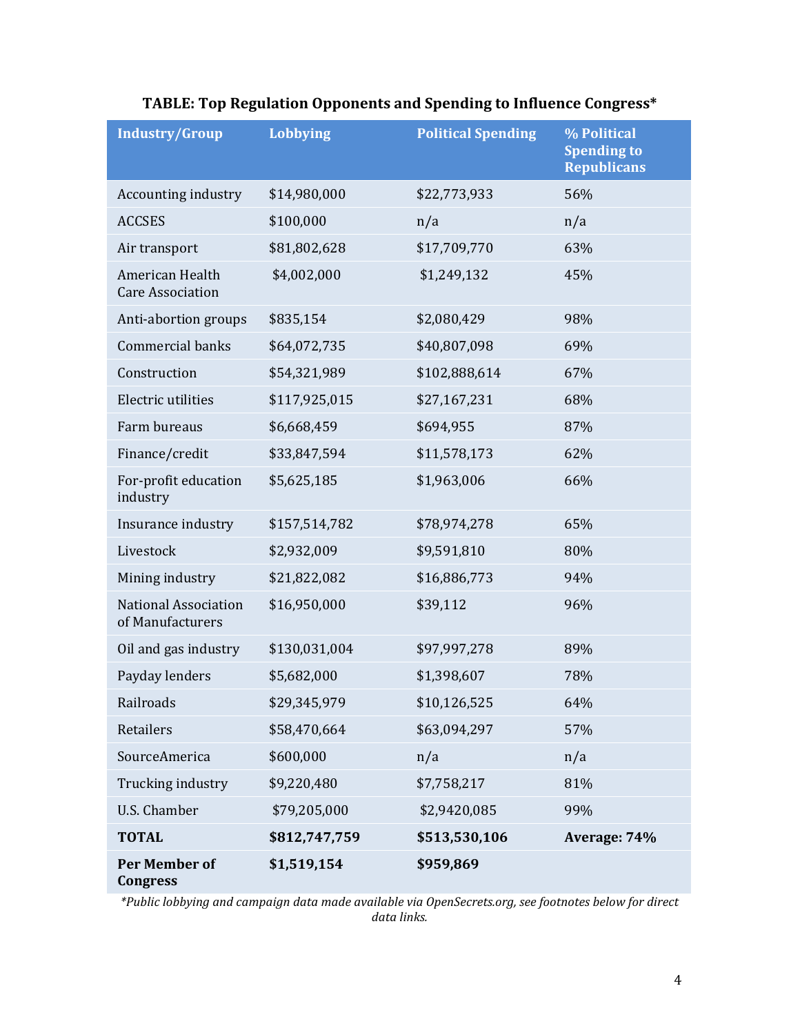**TABLE: Top Regulation Opponents and Spending to Influence Congress***

| Industry/Group | Lobbying | Political Spending | % Political Spending to Republicans |
|---|---|---|---|
| Accounting industry | $14,980,000 | $22,773,933 | 56% |
| ACCSES | $100,000 | n/a | n/a |
| Air transport | $81,802,628 | $17,709,770 | 63% |
| American Health Care Association | $4,002,000 | $1,249,132 | 45% |
| Anti-abortion groups | $835,154 | $2,080,429 | 98% |
| Commercial banks | $64,072,735 | $40,807,098 | 69% |
| Construction | $54,321,989 | $102,888,614 | 67% |
| Electric utilities | $117,925,015 | $27,167,231 | 68% |
| Farm bureaus | $6,668,459 | $694,955 | 87% |
| Finance/credit | $33,847,594 | $11,578,173 | 62% |
| For-profit education industry | $5,625,185 | $1,963,006 | 66% |
| Insurance industry | $157,514,782 | $78,974,278 | 65% |
| Livestock | $2,932,009 | $9,591,810 | 80% |
| Mining industry | $21,822,082 | $16,886,773 | 94% |
| National Association of Manufacturers | $16,950,000 | $39,112 | 96% |
| Oil and gas industry | $130,031,004 | $97,997,278 | 89% |
| Payday lenders | $5,682,000 | $1,398,607 | 78% |
| Railroads | $29,345,979 | $10,126,525 | 64% |
| Retailers | $58,470,664 | $63,094,297 | 57% |
| SourceAmerica | $600,000 | n/a | n/a |
| Trucking industry | $9,220,480 | $7,758,217 | 81% |
| U.S. Chamber | $79,205,000 | $2,9420,085 | 99% |
| **TOTAL** | **$812,747,759** | **$513,530,106** | **Average: 74%** |
| **Per Member of Congress** | **$1,519,154** | **$959,869** | |

*\*Public lobbying and campaign data made available via OpenSecrets.org, see footnotes below for direct data links.*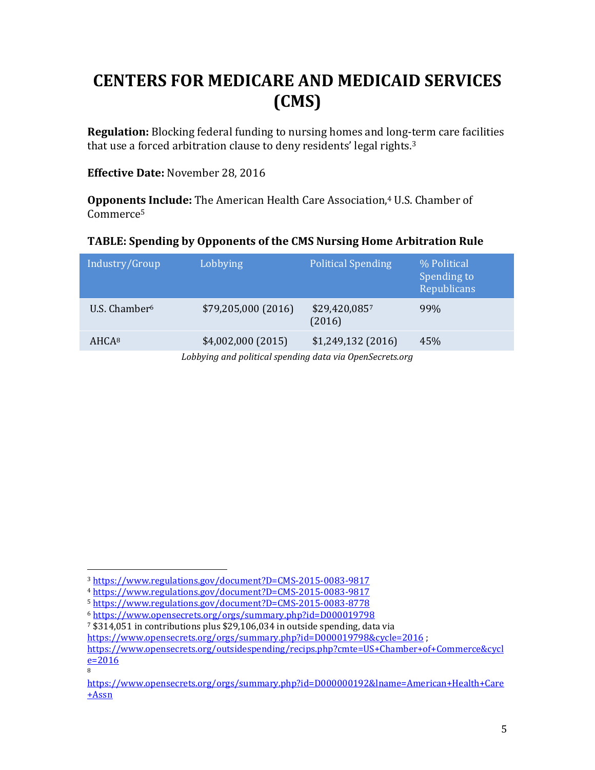# CENTERS FOR MEDICARE AND MEDICAID SERVICES (CMS)

**Regulation:** Blocking federal funding to nursing homes and long-term care facilities that use a forced arbitration clause to deny residents' legal rights.[3]

**Effective Date:** November 28, 2016

**Opponents Include:** The American Health Care Association,[4] U.S. Chamber of Commerce[5]

**TABLE: Spending by Opponents of the CMS Nursing Home Arbitration Rule**

| Industry/Group | Lobbying | Political Spending | % Political Spending to Republicans |
|---|---|---|---|
| U.S. Chamber[6] | $79,205,000 (2016) | $29,420,085[7] (2016) | 99% |
| AHCA[8] | $4,002,000 (2015) | $1,249,132 (2016) | 45% |

*Lobbying and political spending data via OpenSecrets.org*

---

[3] https://www.regulations.gov/document?D=CMS-2015-0083-9817

[4] https://www.regulations.gov/document?D=CMS-2015-0083-9817

[5] https://www.regulations.gov/document?D=CMS-2015-0083-8778

[6] https://www.opensecrets.org/orgs/summary.php?id=D000019798

[7] $314,051 in contributions plus $29,106,034 in outside spending, data via https://www.opensecrets.org/orgs/summary.php?id=D000019798&cycle=2016 ; https://www.opensecrets.org/outsidespending/recips.php?cmte=US+Chamber+of+Commerce&cycle=2016

[8] https://www.opensecrets.org/orgs/summary.php?id=D000000192&lname=American+Health+Care+Assn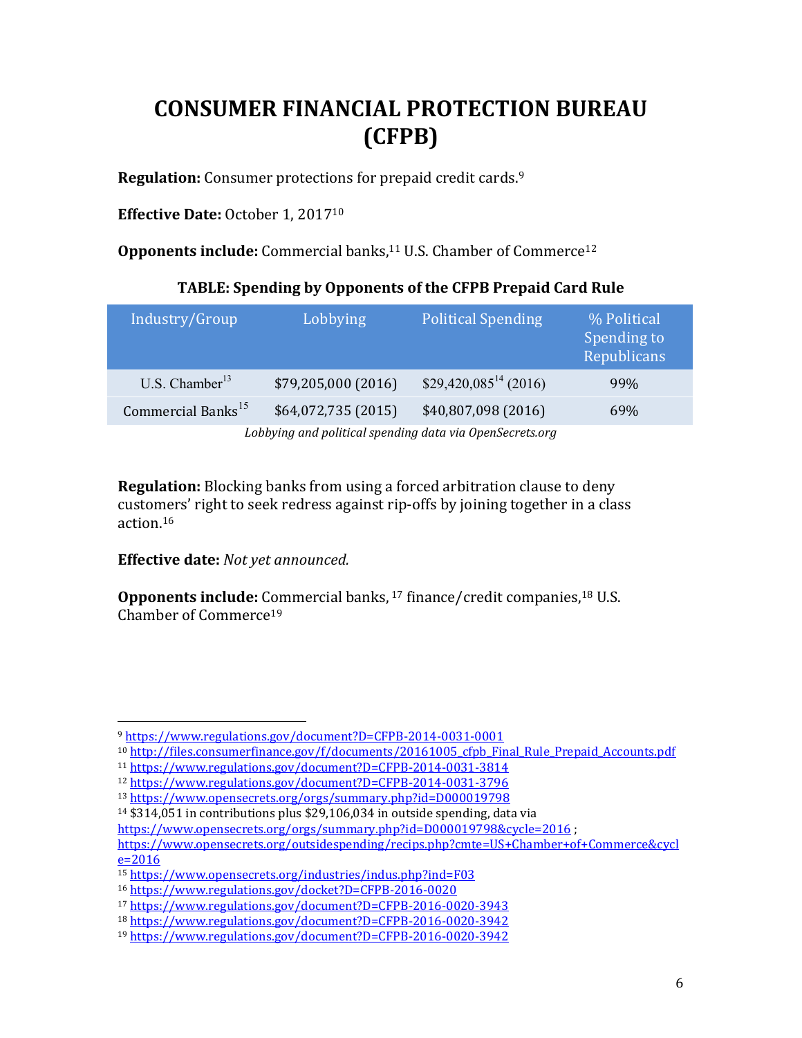# CONSUMER FINANCIAL PROTECTION BUREAU (CFPB)

**Regulation:** Consumer protections for prepaid credit cards.[9]

**Effective Date:** October 1, 2017[10]

**Opponents include:** Commercial banks,[11] U.S. Chamber of Commerce[12]

**TABLE: Spending by Opponents of the CFPB Prepaid Card Rule**

| Industry/Group | Lobbying | Political Spending | % Political Spending to Republicans |
|---|---|---|---|
| U.S. Chamber[13] | $79,205,000 (2016) | $29,420,085[14] (2016) | 99% |
| Commercial Banks[15] | $64,072,735 (2015) | $40,807,098 (2016) | 69% |

*Lobbying and political spending data via OpenSecrets.org*

**Regulation:** Blocking banks from using a forced arbitration clause to deny customers' right to seek redress against rip-offs by joining together in a class action.[16]

**Effective date:** *Not yet announced.*

**Opponents include:** Commercial banks, [17] finance/credit companies,[18] U.S. Chamber of Commerce[19]

---

[9] https://www.regulations.gov/document?D=CFPB-2014-0031-0001

[10] http://files.consumerfinance.gov/f/documents/20161005_cfpb_Final_Rule_Prepaid_Accounts.pdf

[11] https://www.regulations.gov/document?D=CFPB-2014-0031-3814

[12] https://www.regulations.gov/document?D=CFPB-2014-0031-3796

[13] https://www.opensecrets.org/orgs/summary.php?id=D000019798

[14] $314,051 in contributions plus $29,106,034 in outside spending, data via https://www.opensecrets.org/orgs/summary.php?id=D000019798&cycle=2016 ; https://www.opensecrets.org/outsidespending/recips.php?cmte=US+Chamber+of+Commerce&cycle=2016

[15] https://www.opensecrets.org/industries/indus.php?ind=F03

[16] https://www.regulations.gov/docket?D=CFPB-2016-0020

[17] https://www.regulations.gov/document?D=CFPB-2016-0020-3943

[18] https://www.regulations.gov/document?D=CFPB-2016-0020-3942

[19] https://www.regulations.gov/document?D=CFPB-2016-0020-3942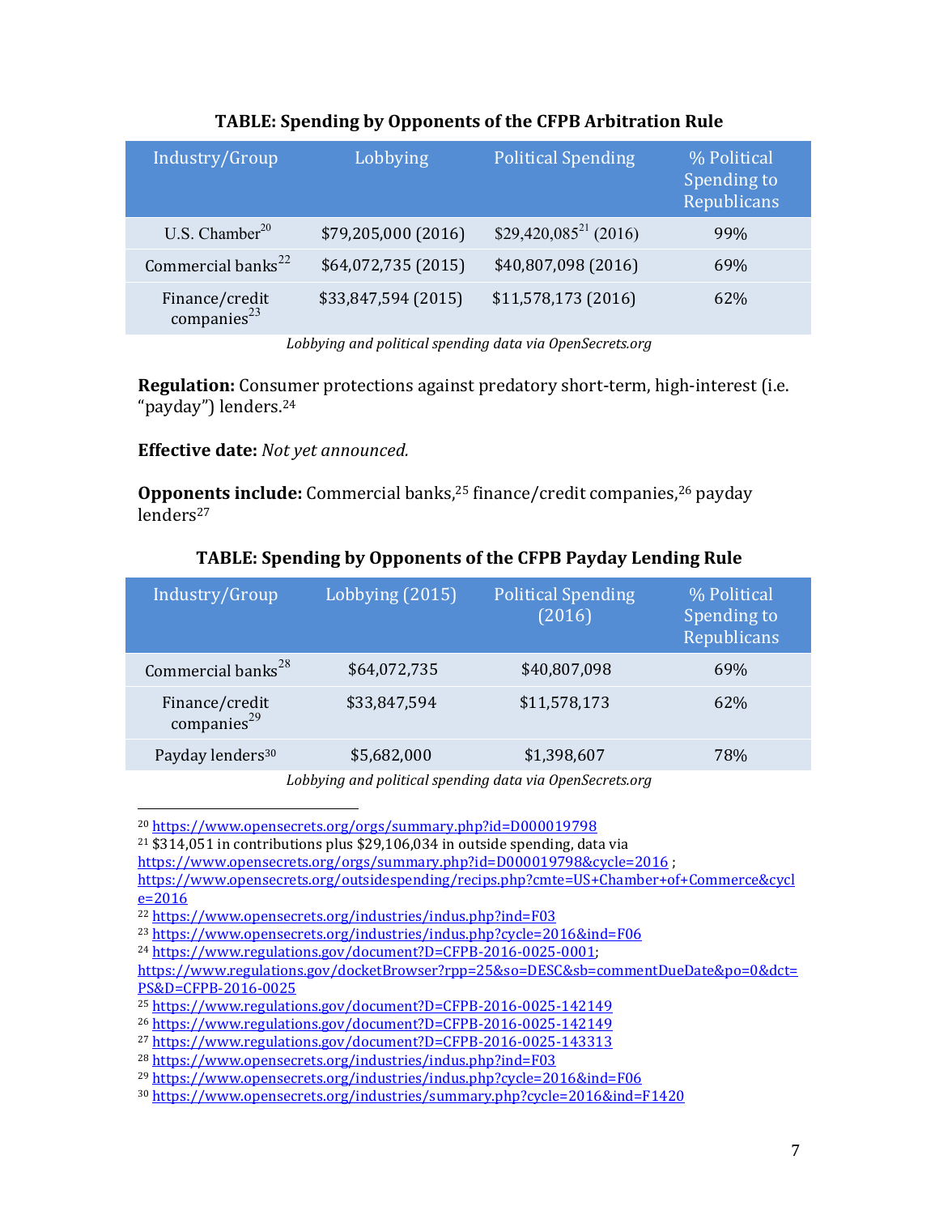**TABLE: Spending by Opponents of the CFPB Arbitration Rule**

| Industry/Group | Lobbying | Political Spending | % Political Spending to Republicans |
|---|---|---|---|
| U.S. Chamber[20] | $79,205,000 (2016) | $29,420,085[21] (2016) | 99% |
| Commercial banks[22] | $64,072,735 (2015) | $40,807,098 (2016) | 69% |
| Finance/credit companies[23] | $33,847,594 (2015) | $11,578,173 (2016) | 62% |

*Lobbying and political spending data via OpenSecrets.org*

**Regulation:** Consumer protections against predatory short-term, high-interest (i.e. "payday") lenders.[24]

**Effective date:** *Not yet announced.*

**Opponents include:** Commercial banks,[25] finance/credit companies,[26] payday lenders[27]

**TABLE: Spending by Opponents of the CFPB Payday Lending Rule**

| Industry/Group | Lobbying (2015) | Political Spending (2016) | % Political Spending to Republicans |
|---|---|---|---|
| Commercial banks[28] | $64,072,735 | $40,807,098 | 69% |
| Finance/credit companies[29] | $33,847,594 | $11,578,173 | 62% |
| Payday lenders[30] | $5,682,000 | $1,398,607 | 78% |

*Lobbying and political spending data via OpenSecrets.org*

---

[20] https://www.opensecrets.org/orgs/summary.php?id=D000019798

[21] $314,051 in contributions plus $29,106,034 in outside spending, data via https://www.opensecrets.org/orgs/summary.php?id=D000019798&cycle=2016 ; https://www.opensecrets.org/outsidespending/recips.php?cmte=US+Chamber+of+Commerce&cycle=2016

[22] https://www.opensecrets.org/industries/indus.php?ind=F03

[23] https://www.opensecrets.org/industries/indus.php?cycle=2016&ind=F06

[24] https://www.regulations.gov/document?D=CFPB-2016-0025-0001; https://www.regulations.gov/docketBrowser?rpp=25&so=DESC&sb=commentDueDate&po=0&dct=PS&D=CFPB-2016-0025

[25] https://www.regulations.gov/document?D=CFPB-2016-0025-142149

[26] https://www.regulations.gov/document?D=CFPB-2016-0025-142149

[27] https://www.regulations.gov/document?D=CFPB-2016-0025-143313

[28] https://www.opensecrets.org/industries/indus.php?ind=F03

[29] https://www.opensecrets.org/industries/indus.php?cycle=2016&ind=F06

[30] https://www.opensecrets.org/industries/summary.php?cycle=2016&ind=F1420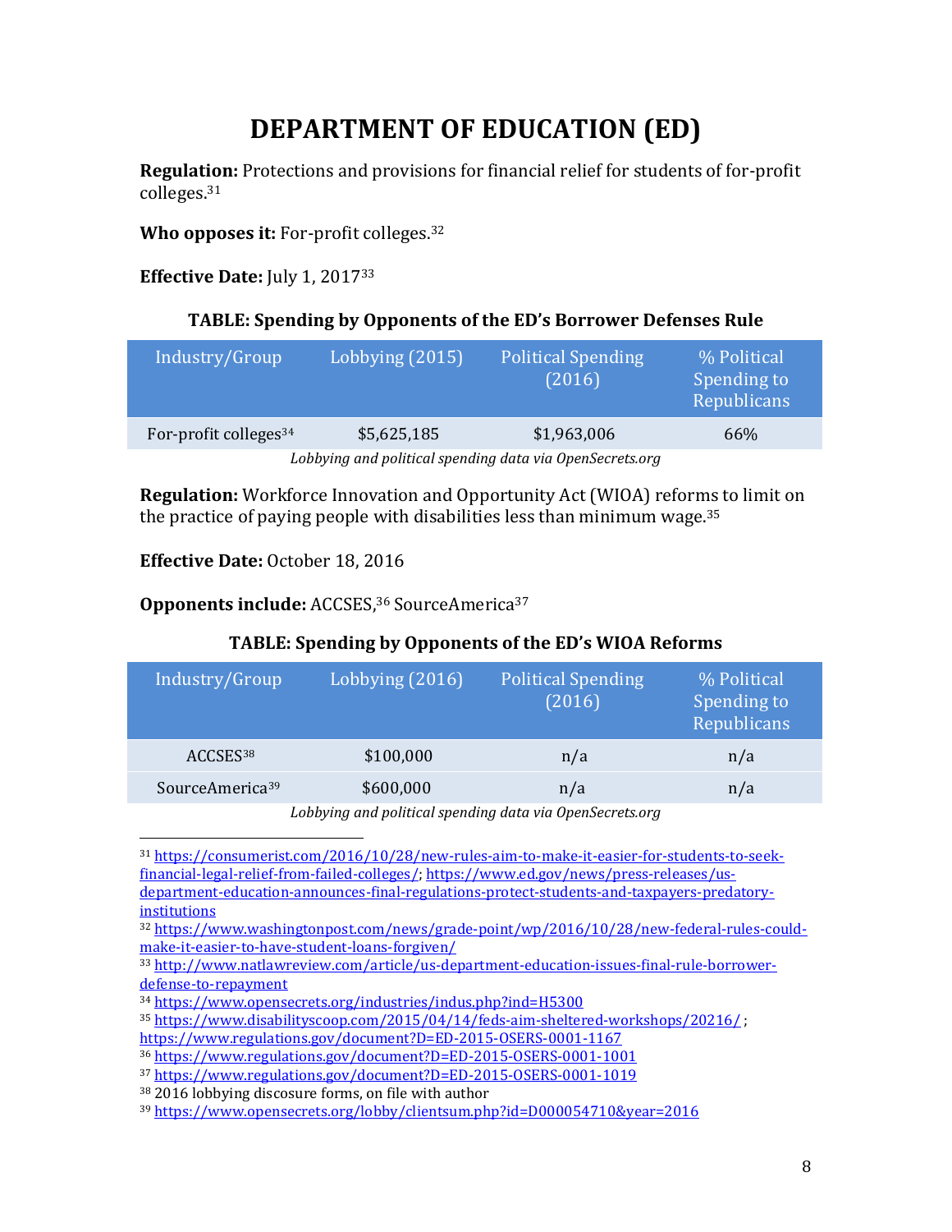# DEPARTMENT OF EDUCATION (ED)

**Regulation:** Protections and provisions for financial relief for students of for-profit colleges.[31]

**Who opposes it:** For-profit colleges.[32]

**Effective Date:** July 1, 2017[33]

**TABLE: Spending by Opponents of the ED's Borrower Defenses Rule**

| Industry/Group | Lobbying (2015) | Political Spending (2016) | % Political Spending to Republicans |
|---|---|---|---|
| For-profit colleges[34] | $5,625,185 | $1,963,006 | 66% |

*Lobbying and political spending data via OpenSecrets.org*

**Regulation:** Workforce Innovation and Opportunity Act (WIOA) reforms to limit on the practice of paying people with disabilities less than minimum wage.[35]

**Effective Date:** October 18, 2016

**Opponents include:** ACCSES,[36] SourceAmerica[37]

**TABLE: Spending by Opponents of the ED's WIOA Reforms**

| Industry/Group | Lobbying (2016) | Political Spending (2016) | % Political Spending to Republicans |
|---|---|---|---|
| ACCSES[38] | $100,000 | n/a | n/a |
| SourceAmerica[39] | $600,000 | n/a | n/a |

*Lobbying and political spending data via OpenSecrets.org*

---

[31] https://consumerist.com/2016/10/28/new-rules-aim-to-make-it-easier-for-students-to-seek-financial-legal-relief-from-failed-colleges/; https://www.ed.gov/news/press-releases/us-department-education-announces-final-regulations-protect-students-and-taxpayers-predatory-institutions

[32] https://www.washingtonpost.com/news/grade-point/wp/2016/10/28/new-federal-rules-could-make-it-easier-to-have-student-loans-forgiven/

[33] http://www.natlawreview.com/article/us-department-education-issues-final-rule-borrower-defense-to-repayment

[34] https://www.opensecrets.org/industries/indus.php?ind=H5300

[35] https://www.disabilityscoop.com/2015/04/14/feds-aim-sheltered-workshops/20216/ ; https://www.regulations.gov/document?D=ED-2015-OSERS-0001-1167

[36] https://www.regulations.gov/document?D=ED-2015-OSERS-0001-1001

[37] https://www.regulations.gov/document?D=ED-2015-OSERS-0001-1019

[38] 2016 lobbying discosure forms, on file with author

[39] https://www.opensecrets.org/lobby/clientsum.php?id=D000054710&year=2016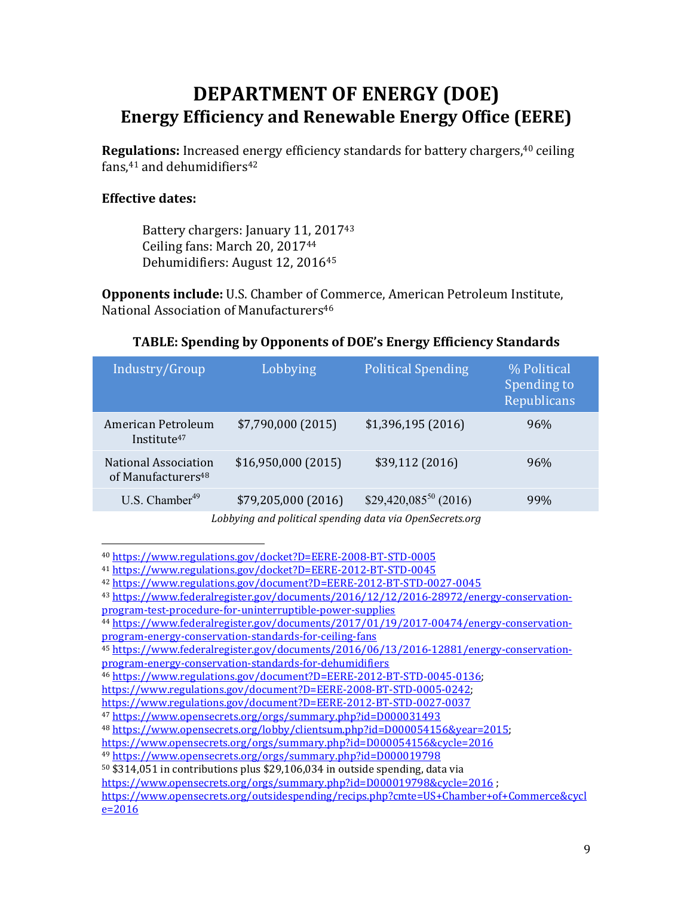# DEPARTMENT OF ENERGY (DOE)

## Energy Efficiency and Renewable Energy Office (EERE)

**Regulations:** Increased energy efficiency standards for battery chargers,[40] ceiling fans,[41] and dehumidifiers[42]

**Effective dates:**

Battery chargers: January 11, 2017[43]
Ceiling fans: March 20, 2017[44]
Dehumidifiers: August 12, 2016[45]

**Opponents include:** U.S. Chamber of Commerce, American Petroleum Institute, National Association of Manufacturers[46]

**TABLE: Spending by Opponents of DOE's Energy Efficiency Standards**

| Industry/Group | Lobbying | Political Spending | % Political Spending to Republicans |
|---|---|---|---|
| American Petroleum Institute[47] | $7,790,000 (2015) | $1,396,195 (2016) | 96% |
| National Association of Manufacturers[48] | $16,950,000 (2015) | $39,112 (2016) | 96% |
| U.S. Chamber[49] | $79,205,000 (2016) | $29,420,085[50] (2016) | 99% |

*Lobbying and political spending data via OpenSecrets.org*

---

[40] https://www.regulations.gov/docket?D=EERE-2008-BT-STD-0005

[41] https://www.regulations.gov/docket?D=EERE-2012-BT-STD-0045

[42] https://www.regulations.gov/document?D=EERE-2012-BT-STD-0027-0045

[43] https://www.federalregister.gov/documents/2016/12/12/2016-28972/energy-conservation-program-test-procedure-for-uninterruptible-power-supplies

[44] https://www.federalregister.gov/documents/2017/01/19/2017-00474/energy-conservation-program-energy-conservation-standards-for-ceiling-fans

[45] https://www.federalregister.gov/documents/2016/06/13/2016-12881/energy-conservation-program-energy-conservation-standards-for-dehumidifiers

[46] https://www.regulations.gov/document?D=EERE-2012-BT-STD-0045-0136; https://www.regulations.gov/document?D=EERE-2008-BT-STD-0005-0242; https://www.regulations.gov/document?D=EERE-2012-BT-STD-0027-0037

[47] https://www.opensecrets.org/orgs/summary.php?id=D000031493

[48] https://www.opensecrets.org/lobby/clientsum.php?id=D000054156&year=2015; https://www.opensecrets.org/orgs/summary.php?id=D000054156&cycle=2016

[49] https://www.opensecrets.org/orgs/summary.php?id=D000019798

[50] $314,051 in contributions plus $29,106,034 in outside spending, data via https://www.opensecrets.org/orgs/summary.php?id=D000019798&cycle=2016 ; https://www.opensecrets.org/outsidespending/recips.php?cmte=US+Chamber+of+Commerce&cycle=2016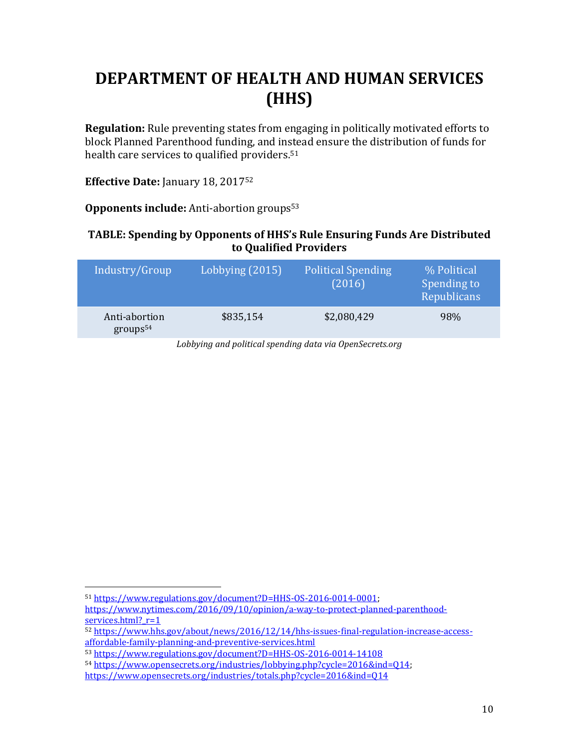# DEPARTMENT OF HEALTH AND HUMAN SERVICES (HHS)

**Regulation:** Rule preventing states from engaging in politically motivated efforts to block Planned Parenthood funding, and instead ensure the distribution of funds for health care services to qualified providers.[51]

**Effective Date:** January 18, 2017[52]

**Opponents include:** Anti-abortion groups[53]

**TABLE: Spending by Opponents of HHS's Rule Ensuring Funds Are Distributed to Qualified Providers**

| Industry/Group | Lobbying (2015) | Political Spending (2016) | % Political Spending to Republicans |
|---|---|---|---|
| Anti-abortion groups[54] | $835,154 | $2,080,429 | 98% |

*Lobbying and political spending data via OpenSecrets.org*

---

[51] https://www.regulations.gov/document?D=HHS-OS-2016-0014-0001; https://www.nytimes.com/2016/09/10/opinion/a-way-to-protect-planned-parenthood-services.html?_r=1

[52] https://www.hhs.gov/about/news/2016/12/14/hhs-issues-final-regulation-increase-access-affordable-family-planning-and-preventive-services.html

[53] https://www.regulations.gov/document?D=HHS-OS-2016-0014-14108

[54] https://www.opensecrets.org/industries/lobbying.php?cycle=2016&ind=Q14; https://www.opensecrets.org/industries/totals.php?cycle=2016&ind=Q14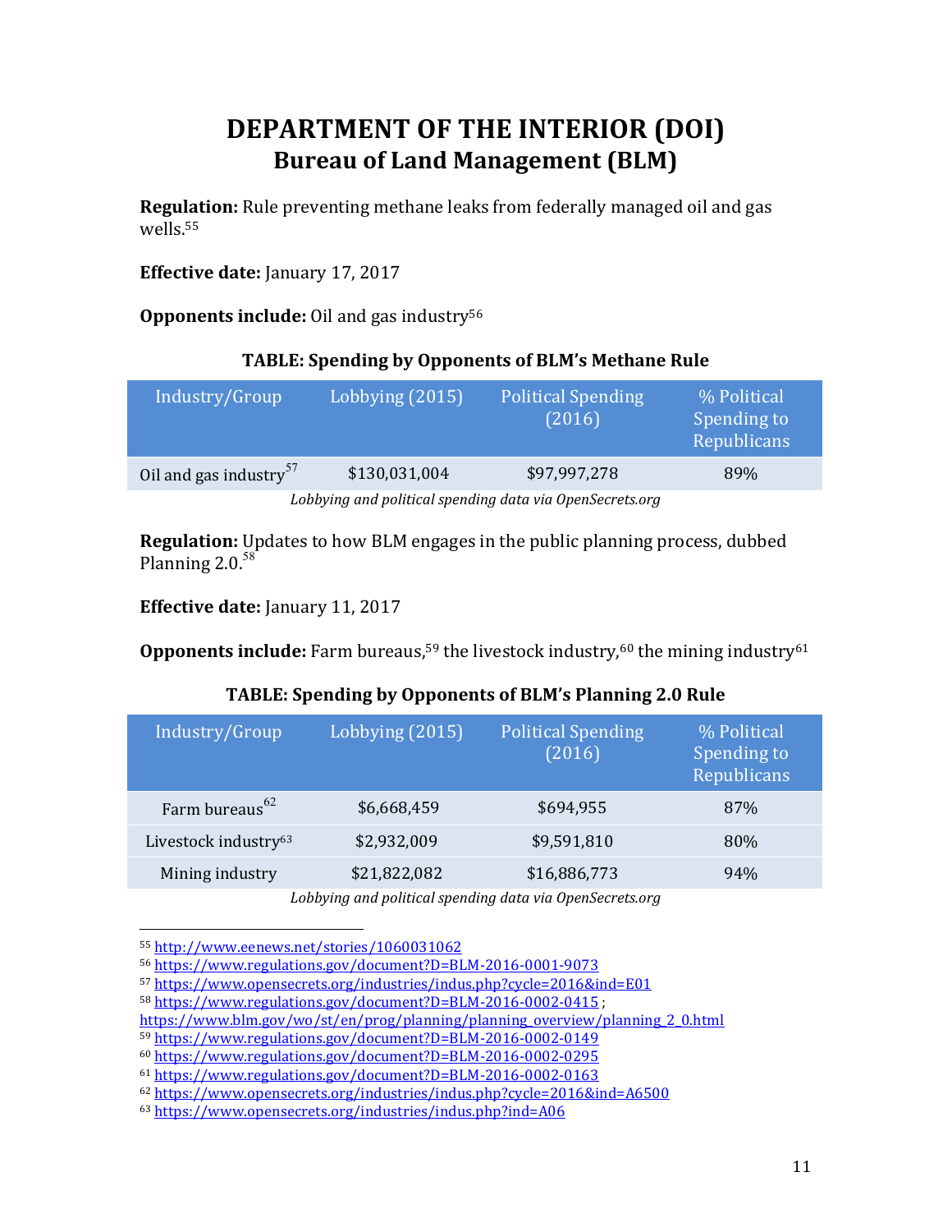# DEPARTMENT OF THE INTERIOR (DOI)
## Bureau of Land Management (BLM)

**Regulation:** Rule preventing methane leaks from federally managed oil and gas wells.[55]

**Effective date:** January 17, 2017

**Opponents include:** Oil and gas industry[56]

**TABLE: Spending by Opponents of BLM's Methane Rule**

| Industry/Group | Lobbying (2015) | Political Spending (2016) | % Political Spending to Republicans |
|---|---|---|---|
| Oil and gas industry[57] | $130,031,004 | $97,997,278 | 89% |

*Lobbying and political spending data via OpenSecrets.org*

**Regulation:** Updates to how BLM engages in the public planning process, dubbed Planning 2.0.[58]

**Effective date:** January 11, 2017

**Opponents include:** Farm bureaus,[59] the livestock industry,[60] the mining industry[61]

**TABLE: Spending by Opponents of BLM's Planning 2.0 Rule**

| Industry/Group | Lobbying (2015) | Political Spending (2016) | % Political Spending to Republicans |
|---|---|---|---|
| Farm bureaus[62] | $6,668,459 | $694,955 | 87% |
| Livestock industry[63] | $2,932,009 | $9,591,810 | 80% |
| Mining industry | $21,822,082 | $16,886,773 | 94% |

*Lobbying and political spending data via OpenSecrets.org*

---

[55] http://www.eenews.net/stories/1060031062
[56] https://www.regulations.gov/document?D=BLM-2016-0001-9073
[57] https://www.opensecrets.org/industries/indus.php?cycle=2016&ind=E01
[58] https://www.regulations.gov/document?D=BLM-2016-0002-0415 ; https://www.blm.gov/wo/st/en/prog/planning/planning_overview/planning_2_0.html
[59] https://www.regulations.gov/document?D=BLM-2016-0002-0149
[60] https://www.regulations.gov/document?D=BLM-2016-0002-0295
[61] https://www.regulations.gov/document?D=BLM-2016-0002-0163
[62] https://www.opensecrets.org/industries/indus.php?cycle=2016&ind=A6500
[63] https://www.opensecrets.org/industries/indus.php?ind=A06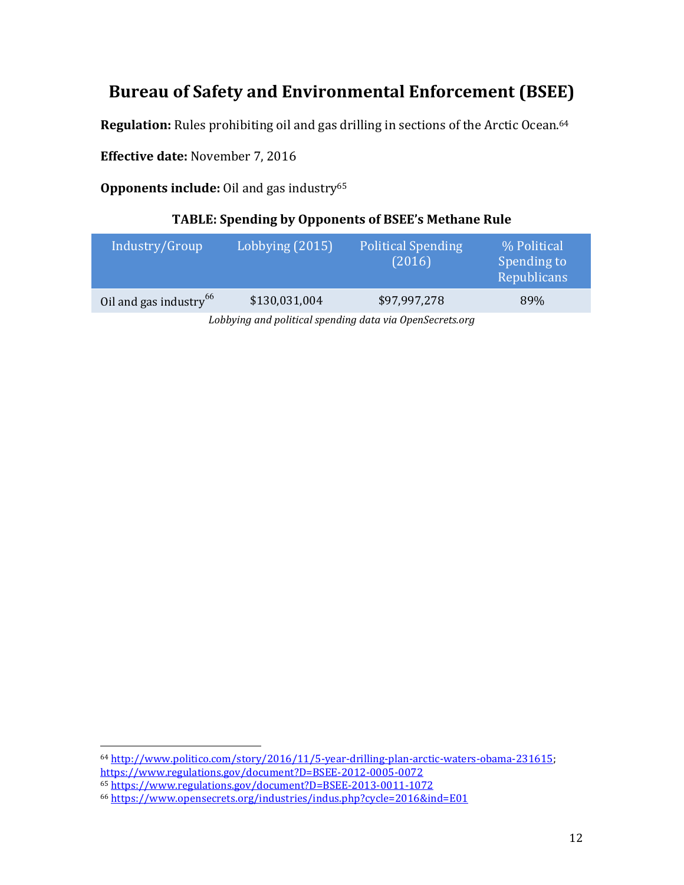# Bureau of Safety and Environmental Enforcement (BSEE)

**Regulation:** Rules prohibiting oil and gas drilling in sections of the Arctic Ocean.[64]

**Effective date:** November 7, 2016

**Opponents include:** Oil and gas industry[65]

**TABLE: Spending by Opponents of BSEE's Methane Rule**

| Industry/Group | Lobbying (2015) | Political Spending (2016) | % Political Spending to Republicans |
|---|---|---|---|
| Oil and gas industry[66] | $130,031,004 | $97,997,278 | 89% |

*Lobbying and political spending data via OpenSecrets.org*

---

[64] http://www.politico.com/story/2016/11/5-year-drilling-plan-arctic-waters-obama-231615; https://www.regulations.gov/document?D=BSEE-2012-0005-0072

[65] https://www.regulations.gov/document?D=BSEE-2013-0011-1072

[66] https://www.opensecrets.org/industries/indus.php?cycle=2016&ind=E01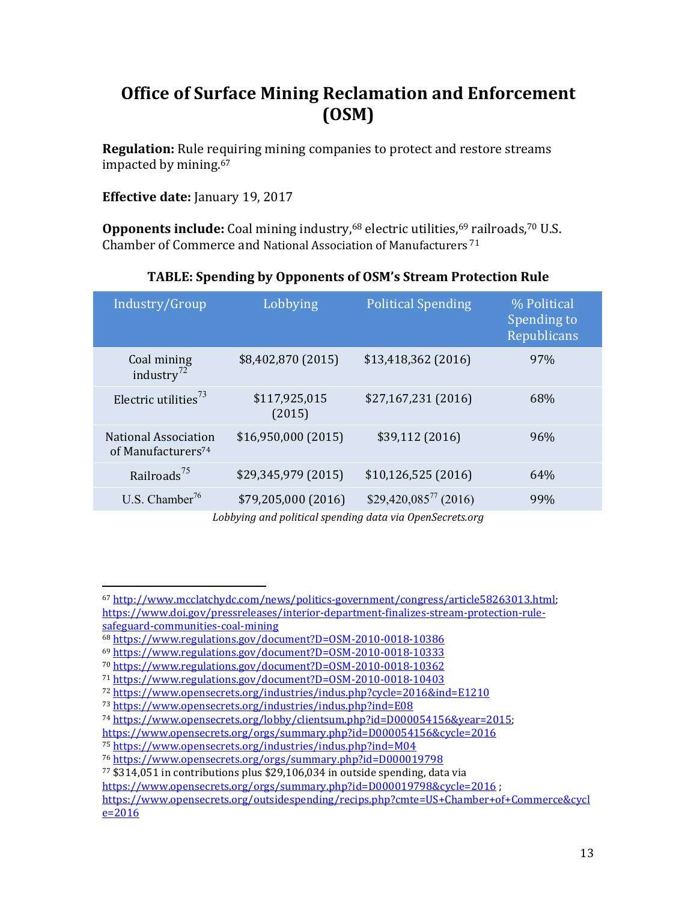# Office of Surface Mining Reclamation and Enforcement (OSM)

**Regulation:** Rule requiring mining companies to protect and restore streams impacted by mining.[67]

**Effective date:** January 19, 2017

**Opponents include:** Coal mining industry,[68] electric utilities,[69] railroads,[70] U.S. Chamber of Commerce and National Association of Manufacturers [71]

**TABLE: Spending by Opponents of OSM's Stream Protection Rule**

| Industry/Group | Lobbying | Political Spending | % Political Spending to Republicans |
|---|---|---|---|
| Coal mining industry[72] | $8,402,870 (2015) | $13,418,362 (2016) | 97% |
| Electric utilities[73] | $117,925,015 (2015) | $27,167,231 (2016) | 68% |
| National Association of Manufacturers[74] | $16,950,000 (2015) | $39,112 (2016) | 96% |
| Railroads[75] | $29,345,979 (2015) | $10,126,525 (2016) | 64% |
| U.S. Chamber[76] | $79,205,000 (2016) | $29,420,085[77] (2016) | 99% |

*Lobbying and political spending data via OpenSecrets.org*

---

[67] http://www.mcclatchydc.com/news/politics-government/congress/article58263013.html; https://www.doi.gov/pressreleases/interior-department-finalizes-stream-protection-rule-safeguard-communities-coal-mining

[68] https://www.regulations.gov/document?D=OSM-2010-0018-10386

[69] https://www.regulations.gov/document?D=OSM-2010-0018-10333

[70] https://www.regulations.gov/document?D=OSM-2010-0018-10362

[71] https://www.regulations.gov/document?D=OSM-2010-0018-10403

[72] https://www.opensecrets.org/industries/indus.php?cycle=2016&ind=E1210

[73] https://www.opensecrets.org/industries/indus.php?ind=E08

[74] https://www.opensecrets.org/lobby/clientsum.php?id=D000054156&year=2015; https://www.opensecrets.org/orgs/summary.php?id=D000054156&cycle=2016

[75] https://www.opensecrets.org/industries/indus.php?ind=M04

[76] https://www.opensecrets.org/orgs/summary.php?id=D000019798

[77] $314,051 in contributions plus $29,106,034 in outside spending, data via https://www.opensecrets.org/orgs/summary.php?id=D000019798&cycle=2016 ; https://www.opensecrets.org/outsidespending/recips.php?cmte=US+Chamber+of+Commerce&cycle=2016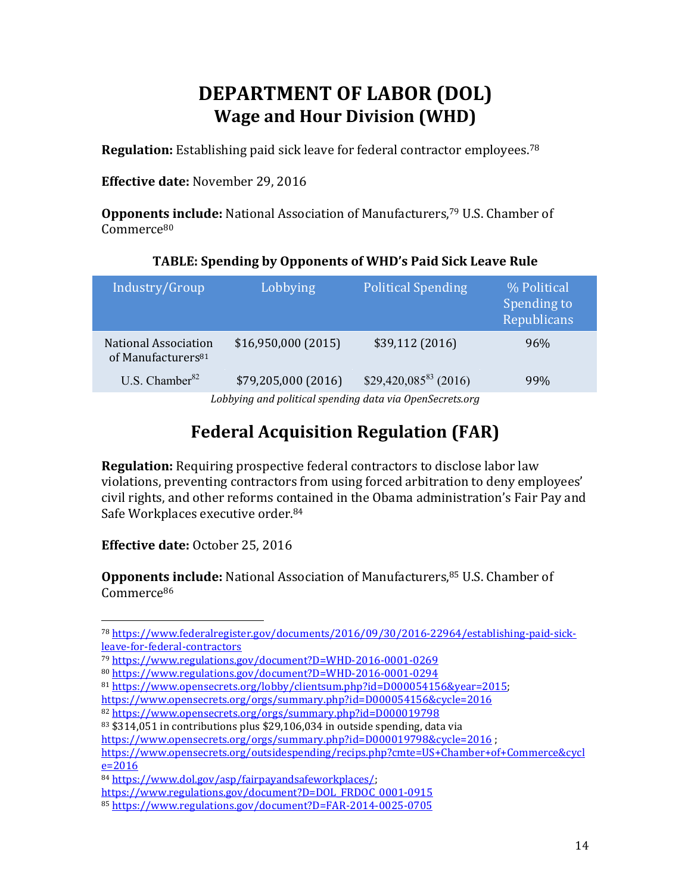# DEPARTMENT OF LABOR (DOL)

## Wage and Hour Division (WHD)

**Regulation:** Establishing paid sick leave for federal contractor employees.[78]

**Effective date:** November 29, 2016

**Opponents include:** National Association of Manufacturers,[79] U.S. Chamber of Commerce[80]

**TABLE: Spending by Opponents of WHD's Paid Sick Leave Rule**

| Industry/Group | Lobbying | Political Spending | % Political Spending to Republicans |
|---|---|---|---|
| National Association of Manufacturers[81] | $16,950,000 (2015) | $39,112 (2016) | 96% |
| U.S. Chamber[82] | $79,205,000 (2016) | $29,420,085[83] (2016) | 99% |

*Lobbying and political spending data via OpenSecrets.org*

## Federal Acquisition Regulation (FAR)

**Regulation:** Requiring prospective federal contractors to disclose labor law violations, preventing contractors from using forced arbitration to deny employees' civil rights, and other reforms contained in the Obama administration's Fair Pay and Safe Workplaces executive order.[84]

**Effective date:** October 25, 2016

**Opponents include:** National Association of Manufacturers,[85] U.S. Chamber of Commerce[86]

---

[78] https://www.federalregister.gov/documents/2016/09/30/2016-22964/establishing-paid-sick-leave-for-federal-contractors

[79] https://www.regulations.gov/document?D=WHD-2016-0001-0269

[80] https://www.regulations.gov/document?D=WHD-2016-0001-0294

[81] https://www.opensecrets.org/lobby/clientsum.php?id=D000054156&year=2015; https://www.opensecrets.org/orgs/summary.php?id=D000054156&cycle=2016

[82] https://www.opensecrets.org/orgs/summary.php?id=D000019798

[83] $314,051 in contributions plus $29,106,034 in outside spending, data via https://www.opensecrets.org/orgs/summary.php?id=D000019798&cycle=2016 ; https://www.opensecrets.org/outsidespending/recips.php?cmte=US+Chamber+of+Commerce&cycle=2016

[84] https://www.dol.gov/asp/fairpayandsafeworkplaces/; https://www.regulations.gov/document?D=DOL_FRDOC_0001-0915

[85] https://www.regulations.gov/document?D=FAR-2014-0025-0705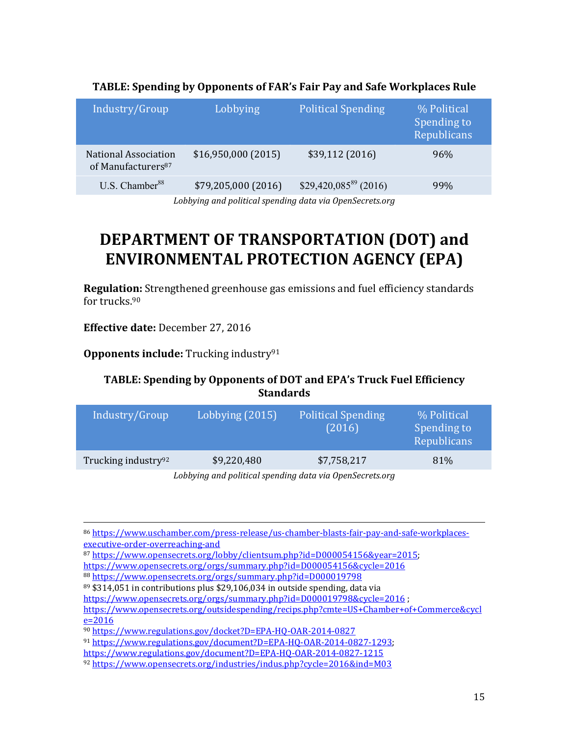**TABLE: Spending by Opponents of FAR's Fair Pay and Safe Workplaces Rule**

| Industry/Group | Lobbying | Political Spending | % Political Spending to Republicans |
|---|---|---|---|
| National Association of Manufacturers[87] | $16,950,000 (2015) | $39,112 (2016) | 96% |
| U.S. Chamber[88] | $79,205,000 (2016) | $29,420,085[89] (2016) | 99% |

*Lobbying and political spending data via OpenSecrets.org*

# DEPARTMENT OF TRANSPORTATION (DOT) and ENVIRONMENTAL PROTECTION AGENCY (EPA)

**Regulation:** Strengthened greenhouse gas emissions and fuel efficiency standards for trucks.[90]

**Effective date:** December 27, 2016

**Opponents include:** Trucking industry[91]

**TABLE: Spending by Opponents of DOT and EPA's Truck Fuel Efficiency Standards**

| Industry/Group | Lobbying (2015) | Political Spending (2016) | % Political Spending to Republicans |
|---|---|---|---|
| Trucking industry[92] | $9,220,480 | $7,758,217 | 81% |

*Lobbying and political spending data via OpenSecrets.org*

---

[86] https://www.uschamber.com/press-release/us-chamber-blasts-fair-pay-and-safe-workplaces-executive-order-overreaching-and

[87] https://www.opensecrets.org/lobby/clientsum.php?id=D000054156&year=2015; https://www.opensecrets.org/orgs/summary.php?id=D000054156&cycle=2016

[88] https://www.opensecrets.org/orgs/summary.php?id=D000019798

[89] $314,051 in contributions plus $29,106,034 in outside spending, data via https://www.opensecrets.org/orgs/summary.php?id=D000019798&cycle=2016 ; https://www.opensecrets.org/outsidespending/recips.php?cmte=US+Chamber+of+Commerce&cycle=2016

[90] https://www.regulations.gov/docket?D=EPA-HQ-OAR-2014-0827

[91] https://www.regulations.gov/document?D=EPA-HQ-OAR-2014-0827-1293; https://www.regulations.gov/document?D=EPA-HQ-OAR-2014-0827-1215

[92] https://www.opensecrets.org/industries/indus.php?cycle=2016&ind=M03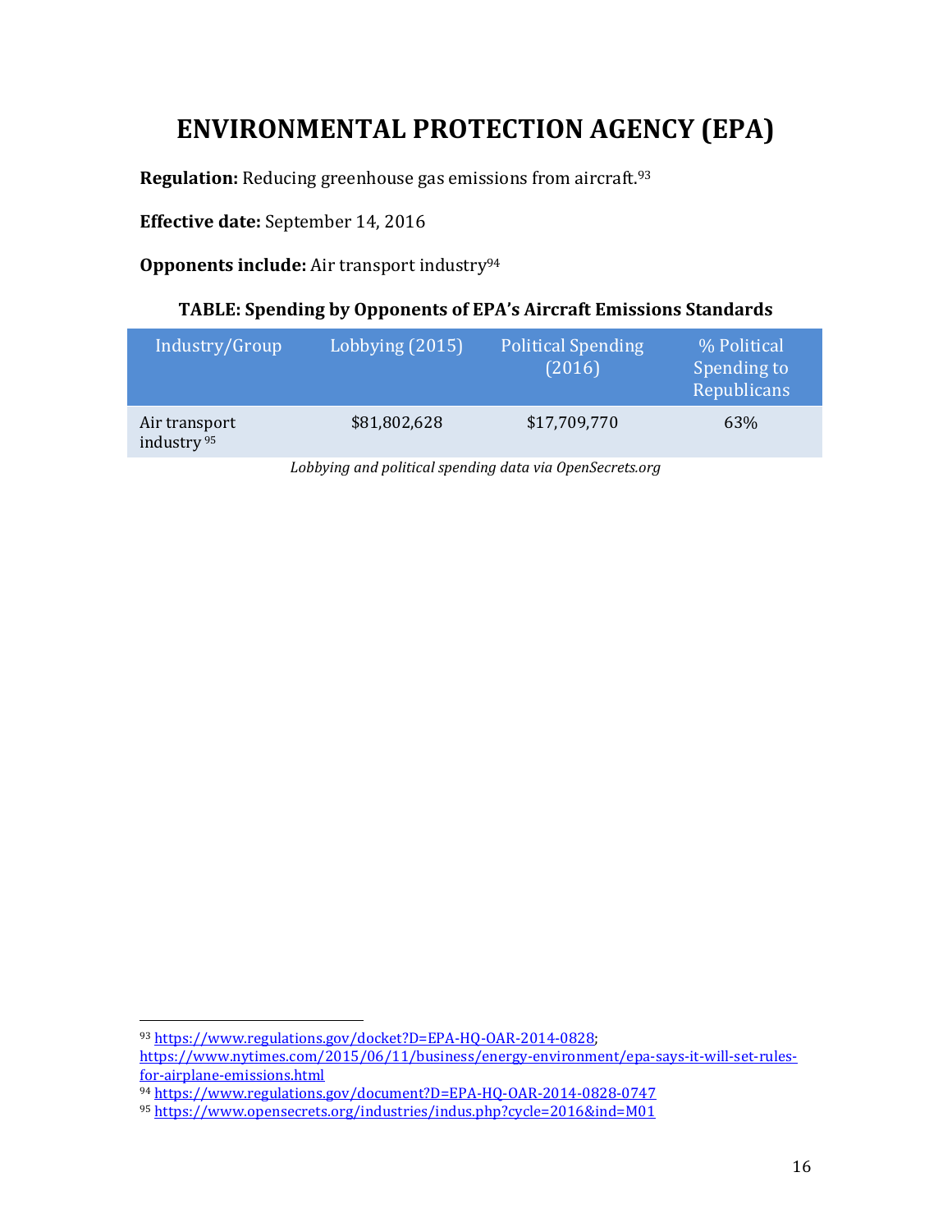# ENVIRONMENTAL PROTECTION AGENCY (EPA)

**Regulation:** Reducing greenhouse gas emissions from aircraft.[93]

**Effective date:** September 14, 2016

**Opponents include:** Air transport industry[94]

**TABLE: Spending by Opponents of EPA's Aircraft Emissions Standards**

| Industry/Group | Lobbying (2015) | Political Spending (2016) | % Political Spending to Republicans |
|---|---|---|---|
| Air transport industry [95] | $81,802,628 | $17,709,770 | 63% |

*Lobbying and political spending data via OpenSecrets.org*

---

[93] https://www.regulations.gov/docket?D=EPA-HQ-OAR-2014-0828; https://www.nytimes.com/2015/06/11/business/energy-environment/epa-says-it-will-set-rules-for-airplane-emissions.html

[94] https://www.regulations.gov/document?D=EPA-HQ-OAR-2014-0828-0747

[95] https://www.opensecrets.org/industries/indus.php?cycle=2016&ind=M01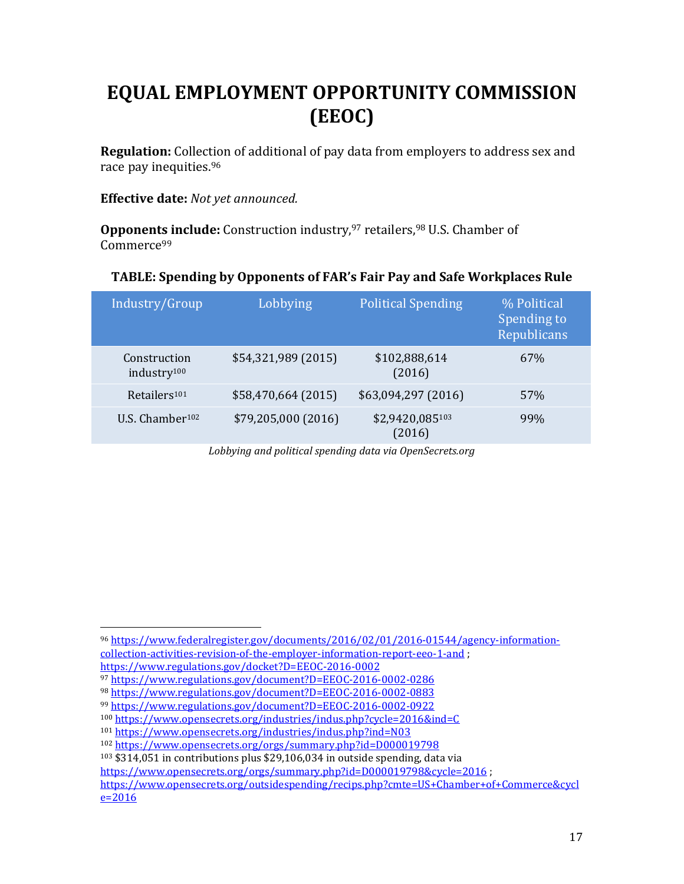# EQUAL EMPLOYMENT OPPORTUNITY COMMISSION (EEOC)

**Regulation:** Collection of additional of pay data from employers to address sex and race pay inequities.[96]

**Effective date:** *Not yet announced.*

**Opponents include:** Construction industry,[97] retailers,[98] U.S. Chamber of Commerce[99]

**TABLE: Spending by Opponents of FAR's Fair Pay and Safe Workplaces Rule**

| Industry/Group | Lobbying | Political Spending | % Political Spending to Republicans |
|---|---|---|---|
| Construction industry[100] | $54,321,989 (2015) | $102,888,614 (2016) | 67% |
| Retailers[101] | $58,470,664 (2015) | $63,094,297 (2016) | 57% |
| U.S. Chamber[102] | $79,205,000 (2016) | $2,9420,085[103] (2016) | 99% |

*Lobbying and political spending data via OpenSecrets.org*

---

[96] https://www.federalregister.gov/documents/2016/02/01/2016-01544/agency-information-collection-activities-revision-of-the-employer-information-report-eeo-1-and ; https://www.regulations.gov/docket?D=EEOC-2016-0002

[97] https://www.regulations.gov/document?D=EEOC-2016-0002-0286

[98] https://www.regulations.gov/document?D=EEOC-2016-0002-0883

[99] https://www.regulations.gov/document?D=EEOC-2016-0002-0922

[100] https://www.opensecrets.org/industries/indus.php?cycle=2016&ind=C

[101] https://www.opensecrets.org/industries/indus.php?ind=N03

[102] https://www.opensecrets.org/orgs/summary.php?id=D000019798

[103] $314,051 in contributions plus $29,106,034 in outside spending, data via https://www.opensecrets.org/orgs/summary.php?id=D000019798&cycle=2016 ; https://www.opensecrets.org/outsidespending/recips.php?cmte=US+Chamber+of+Commerce&cycle=2016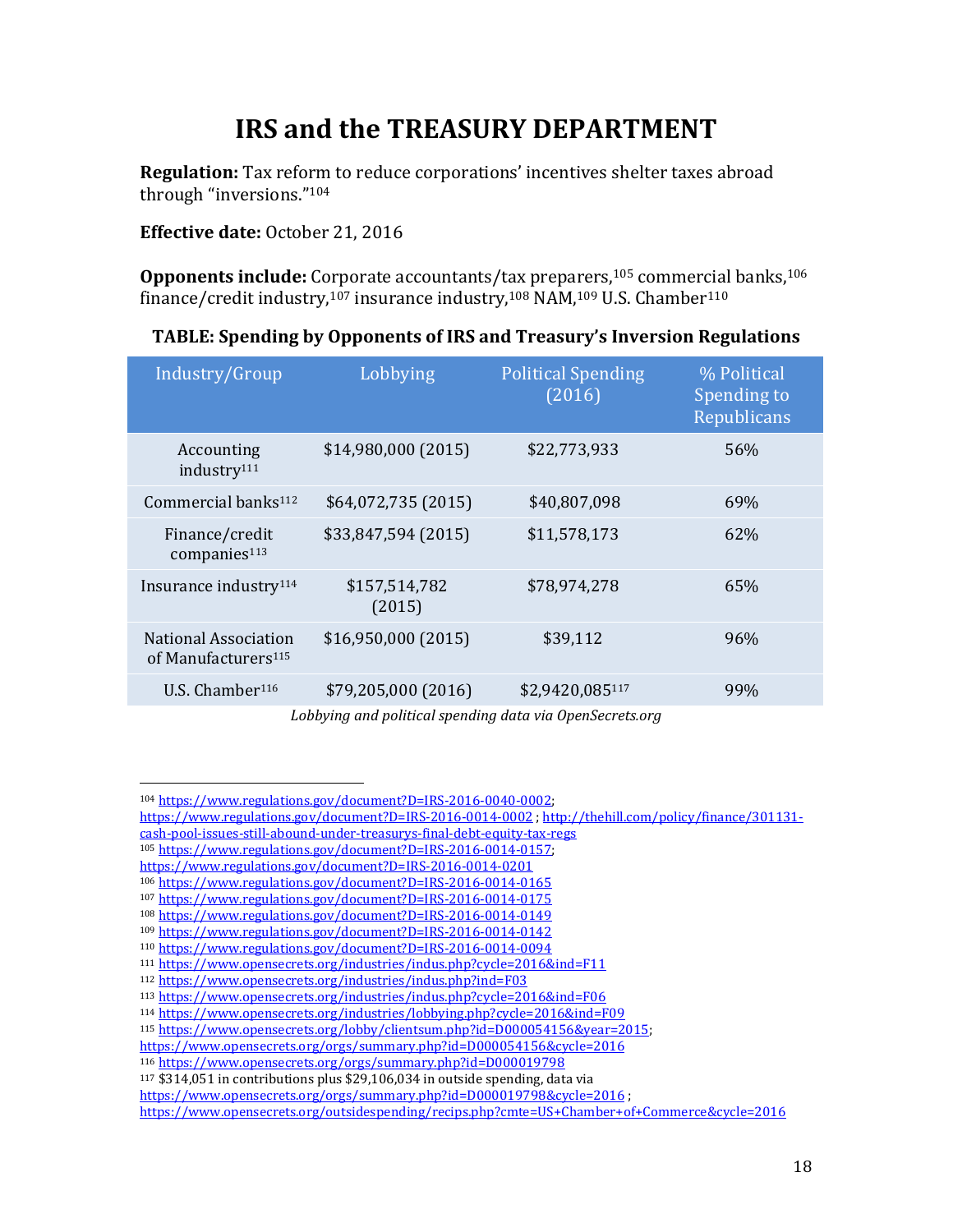# IRS and the TREASURY DEPARTMENT

**Regulation:** Tax reform to reduce corporations' incentives shelter taxes abroad through "inversions."[104]

**Effective date:** October 21, 2016

**Opponents include:** Corporate accountants/tax preparers,[105] commercial banks,[106] finance/credit industry,[107] insurance industry,[108] NAM,[109] U.S. Chamber[110]

**TABLE: Spending by Opponents of IRS and Treasury's Inversion Regulations**

| Industry/Group | Lobbying | Political Spending (2016) | % Political Spending to Republicans |
|---|---|---|---|
| Accounting industry[111] | $14,980,000 (2015) | $22,773,933 | 56% |
| Commercial banks[112] | $64,072,735 (2015) | $40,807,098 | 69% |
| Finance/credit companies[113] | $33,847,594 (2015) | $11,578,173 | 62% |
| Insurance industry[114] | $157,514,782 (2015) | $78,974,278 | 65% |
| National Association of Manufacturers[115] | $16,950,000 (2015) | $39,112 | 96% |
| U.S. Chamber[116] | $79,205,000 (2016) | $2,9420,085[117] | 99% |

*Lobbying and political spending data via OpenSecrets.org*

---

[104] https://www.regulations.gov/document?D=IRS-2016-0040-0002; https://www.regulations.gov/document?D=IRS-2016-0014-0002 ; http://thehill.com/policy/finance/301131-cash-pool-issues-still-abound-under-treasurys-final-debt-equity-tax-regs

[105] https://www.regulations.gov/document?D=IRS-2016-0014-0157; https://www.regulations.gov/document?D=IRS-2016-0014-0201

[106] https://www.regulations.gov/document?D=IRS-2016-0014-0165

[107] https://www.regulations.gov/document?D=IRS-2016-0014-0175

[108] https://www.regulations.gov/document?D=IRS-2016-0014-0149

[109] https://www.regulations.gov/document?D=IRS-2016-0014-0142

[110] https://www.regulations.gov/document?D=IRS-2016-0014-0094

[111] https://www.opensecrets.org/industries/indus.php?cycle=2016&ind=F11

[112] https://www.opensecrets.org/industries/indus.php?ind=F03

[113] https://www.opensecrets.org/industries/indus.php?cycle=2016&ind=F06

[114] https://www.opensecrets.org/industries/lobbying.php?cycle=2016&ind=F09

[115] https://www.opensecrets.org/lobby/clientsum.php?id=D000054156&year=2015; https://www.opensecrets.org/orgs/summary.php?id=D000054156&cycle=2016

[116] https://www.opensecrets.org/orgs/summary.php?id=D000019798

[117] $314,051 in contributions plus $29,106,034 in outside spending, data via https://www.opensecrets.org/orgs/summary.php?id=D000019798&cycle=2016 ; https://www.opensecrets.org/outsidespending/recips.php?cmte=US+Chamber+of+Commerce&cycle=2016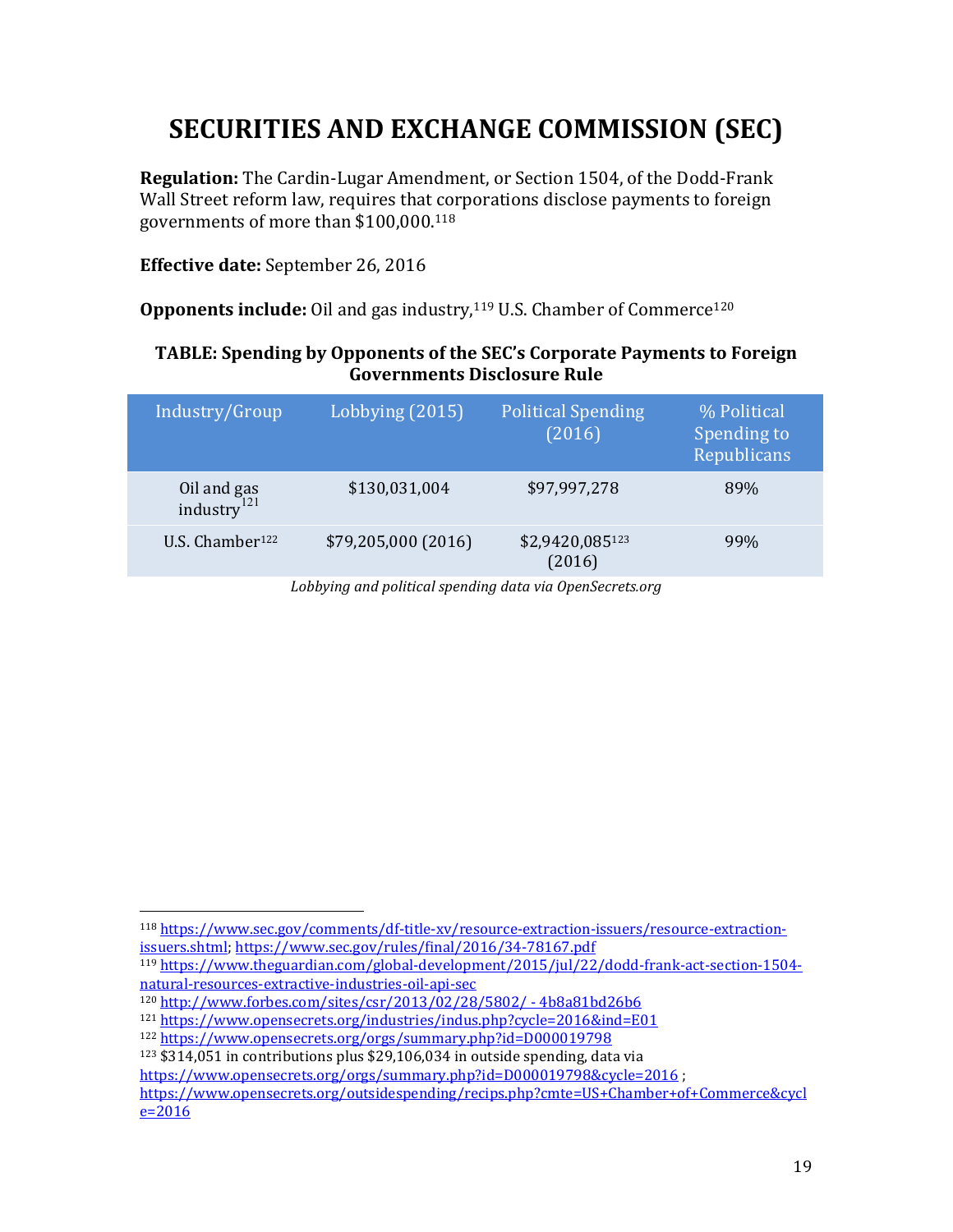# SECURITIES AND EXCHANGE COMMISSION (SEC)

**Regulation:** The Cardin-Lugar Amendment, or Section 1504, of the Dodd-Frank Wall Street reform law, requires that corporations disclose payments to foreign governments of more than $100,000.[118]

**Effective date:** September 26, 2016

**Opponents include:** Oil and gas industry,[119] U.S. Chamber of Commerce[120]

**TABLE: Spending by Opponents of the SEC's Corporate Payments to Foreign Governments Disclosure Rule**

| Industry/Group | Lobbying (2015) | Political Spending (2016) | % Political Spending to Republicans |
|---|---|---|---|
| Oil and gas industry[121] | $130,031,004 | $97,997,278 | 89% |
| U.S. Chamber[122] | $79,205,000 (2016) | $2,9420,085[123] (2016) | 99% |

*Lobbying and political spending data via OpenSecrets.org*

---

[118] https://www.sec.gov/comments/df-title-xv/resource-extraction-issuers/resource-extraction-issuers.shtml; https://www.sec.gov/rules/final/2016/34-78167.pdf

[119] https://www.theguardian.com/global-development/2015/jul/22/dodd-frank-act-section-1504-natural-resources-extractive-industries-oil-api-sec

[120] http://www.forbes.com/sites/csr/2013/02/28/5802/ - 4b8a81bd26b6

[121] https://www.opensecrets.org/industries/indus.php?cycle=2016&ind=E01

[122] https://www.opensecrets.org/orgs/summary.php?id=D000019798

[123] $314,051 in contributions plus $29,106,034 in outside spending, data via https://www.opensecrets.org/orgs/summary.php?id=D000019798&cycle=2016 ; https://www.opensecrets.org/outsidespending/recips.php?cmte=US+Chamber+of+Commerce&cycle=2016